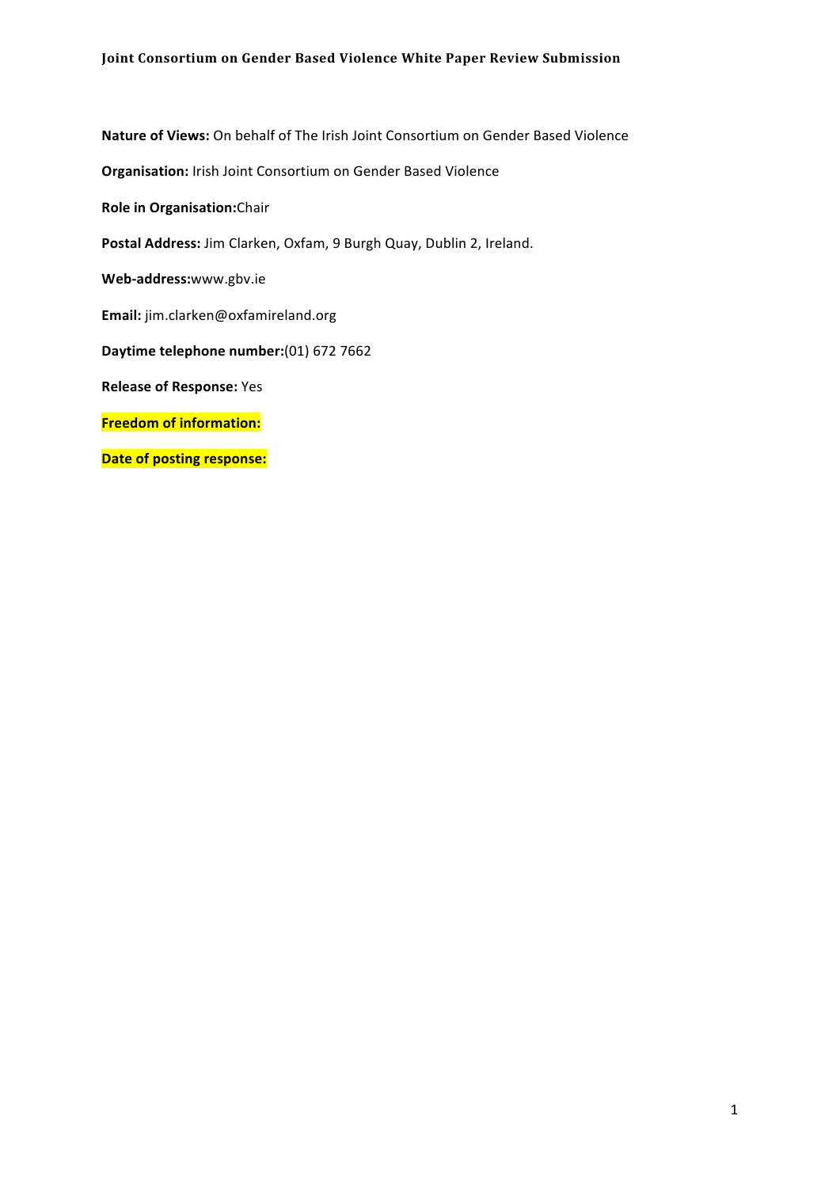# Joint Consortium on Gender Based Violence White Paper Review Submission

**Nature of Views:** On behalf of The Irish Joint Consortium on Gender Based Violence

**Organisation:** Irish Joint Consortium on Gender Based Violence

**Role in Organisation:**Chair

**Postal Address:** Jim Clarken, Oxfam, 9 Burgh Quay, Dublin 2, Ireland.

**Web-address:**www.gbv.ie

**Email:** jim.clarken@oxfamireland.org

**Daytime telephone number:**(01) 672 7662

**Release of Response:** Yes

**Freedom of information:**

**Date of posting response:**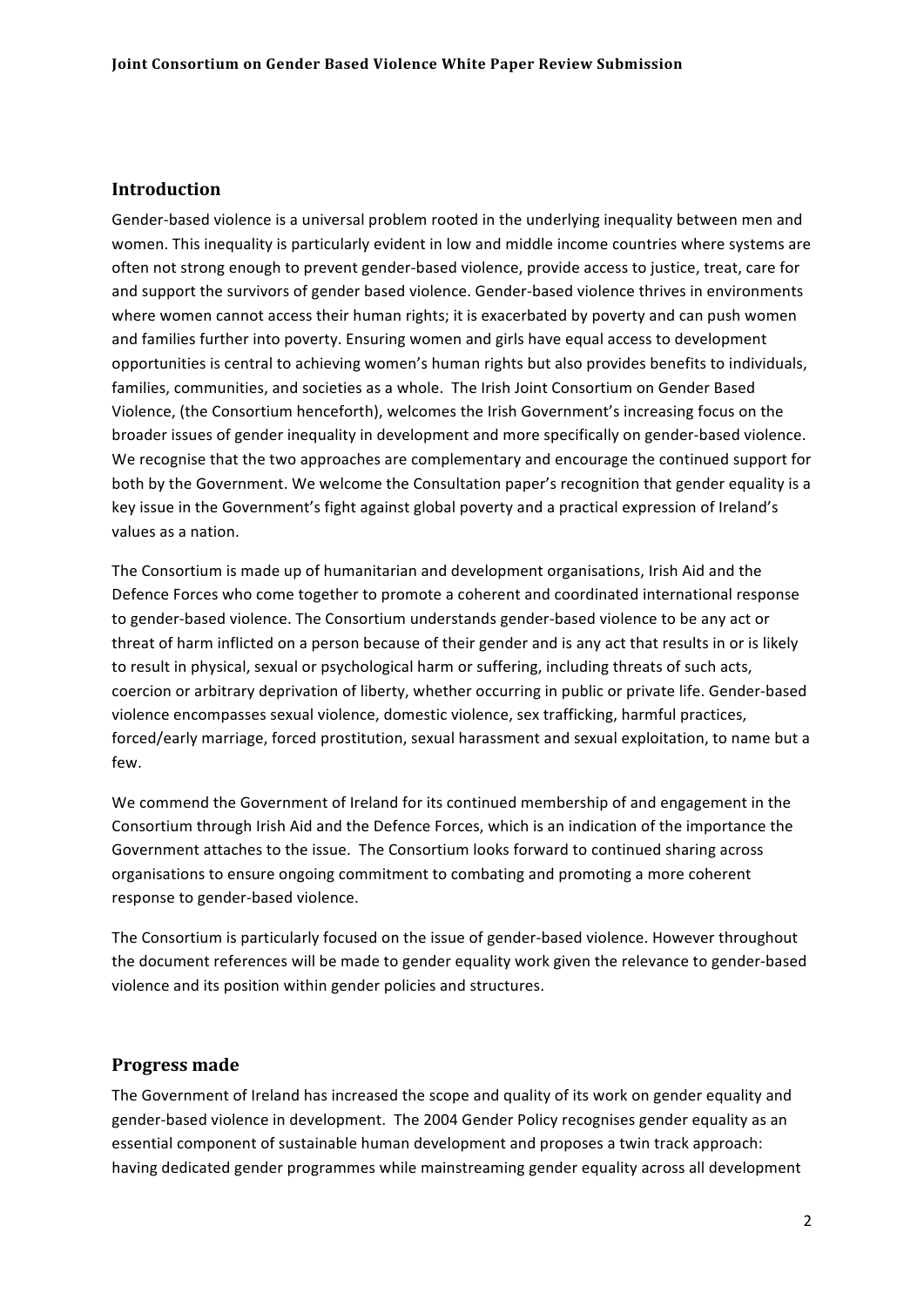## Introduction

Gender-based violence is a universal problem rooted in the underlying inequality between men and women. This inequality is particularly evident in low and middle income countries where systems are often not strong enough to prevent gender-based violence, provide access to justice, treat, care for and support the survivors of gender based violence. Gender-based violence thrives in environments where women cannot access their human rights; it is exacerbated by poverty and can push women and families further into poverty. Ensuring women and girls have equal access to development opportunities is central to achieving women's human rights but also provides benefits to individuals, families, communities, and societies as a whole. The Irish Joint Consortium on Gender Based Violence, (the Consortium henceforth), welcomes the Irish Government's increasing focus on the broader issues of gender inequality in development and more specifically on gender-based violence. We recognise that the two approaches are complementary and encourage the continued support for both by the Government. We welcome the Consultation paper's recognition that gender equality is a key issue in the Government's fight against global poverty and a practical expression of Ireland's values as a nation.

The Consortium is made up of humanitarian and development organisations, Irish Aid and the Defence Forces who come together to promote a coherent and coordinated international response to gender-based violence. The Consortium understands gender-based violence to be any act or threat of harm inflicted on a person because of their gender and is any act that results in or is likely to result in physical, sexual or psychological harm or suffering, including threats of such acts, coercion or arbitrary deprivation of liberty, whether occurring in public or private life. Gender-based violence encompasses sexual violence, domestic violence, sex trafficking, harmful practices, forced/early marriage, forced prostitution, sexual harassment and sexual exploitation, to name but a few.

We commend the Government of Ireland for its continued membership of and engagement in the Consortium through Irish Aid and the Defence Forces, which is an indication of the importance the Government attaches to the issue. The Consortium looks forward to continued sharing across organisations to ensure ongoing commitment to combating and promoting a more coherent response to gender-based violence.

The Consortium is particularly focused on the issue of gender-based violence. However throughout the document references will be made to gender equality work given the relevance to gender-based violence and its position within gender policies and structures.

## Progress made

The Government of Ireland has increased the scope and quality of its work on gender equality and gender-based violence in development. The 2004 Gender Policy recognises gender equality as an essential component of sustainable human development and proposes a twin track approach: having dedicated gender programmes while mainstreaming gender equality across all development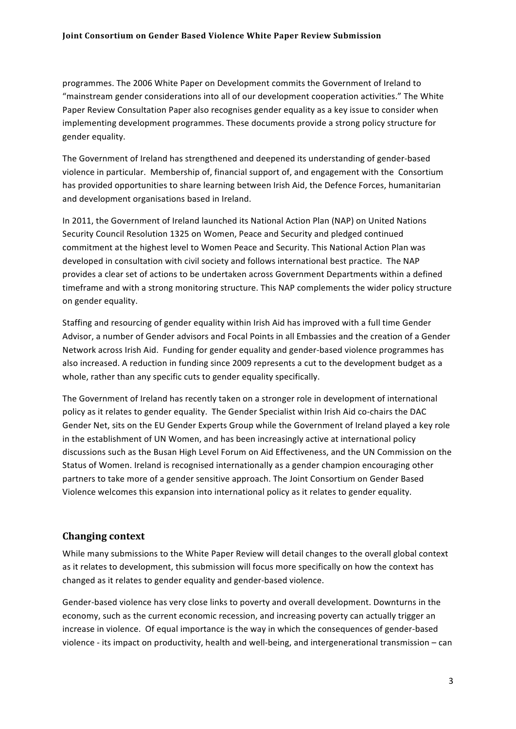programmes. The 2006 White Paper on Development commits the Government of Ireland to "mainstream gender considerations into all of our development cooperation activities." The White Paper Review Consultation Paper also recognises gender equality as a key issue to consider when implementing development programmes. These documents provide a strong policy structure for gender equality.

The Government of Ireland has strengthened and deepened its understanding of gender-based violence in particular. Membership of, financial support of, and engagement with the Consortium has provided opportunities to share learning between Irish Aid, the Defence Forces, humanitarian and development organisations based in Ireland.

In 2011, the Government of Ireland launched its National Action Plan (NAP) on United Nations Security Council Resolution 1325 on Women, Peace and Security and pledged continued commitment at the highest level to Women Peace and Security. This National Action Plan was developed in consultation with civil society and follows international best practice. The NAP provides a clear set of actions to be undertaken across Government Departments within a defined timeframe and with a strong monitoring structure. This NAP complements the wider policy structure on gender equality.

Staffing and resourcing of gender equality within Irish Aid has improved with a full time Gender Advisor, a number of Gender advisors and Focal Points in all Embassies and the creation of a Gender Network across Irish Aid. Funding for gender equality and gender-based violence programmes has also increased. A reduction in funding since 2009 represents a cut to the development budget as a whole, rather than any specific cuts to gender equality specifically.

The Government of Ireland has recently taken on a stronger role in development of international policy as it relates to gender equality. The Gender Specialist within Irish Aid co-chairs the DAC Gender Net, sits on the EU Gender Experts Group while the Government of Ireland played a key role in the establishment of UN Women, and has been increasingly active at international policy discussions such as the Busan High Level Forum on Aid Effectiveness, and the UN Commission on the Status of Women. Ireland is recognised internationally as a gender champion encouraging other partners to take more of a gender sensitive approach. The Joint Consortium on Gender Based Violence welcomes this expansion into international policy as it relates to gender equality.

## Changing context

While many submissions to the White Paper Review will detail changes to the overall global context as it relates to development, this submission will focus more specifically on how the context has changed as it relates to gender equality and gender-based violence.

Gender-based violence has very close links to poverty and overall development. Downturns in the economy, such as the current economic recession, and increasing poverty can actually trigger an increase in violence. Of equal importance is the way in which the consequences of gender-based violence - its impact on productivity, health and well-being, and intergenerational transmission – can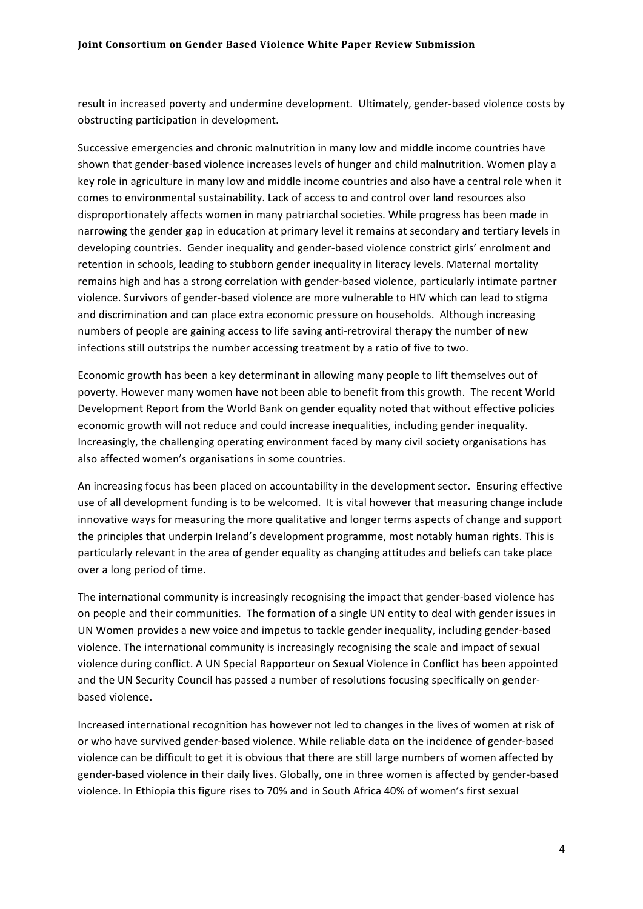result in increased poverty and undermine development. Ultimately, gender-based violence costs by obstructing participation in development.

Successive emergencies and chronic malnutrition in many low and middle income countries have shown that gender-based violence increases levels of hunger and child malnutrition. Women play a key role in agriculture in many low and middle income countries and also have a central role when it comes to environmental sustainability. Lack of access to and control over land resources also disproportionately affects women in many patriarchal societies. While progress has been made in narrowing the gender gap in education at primary level it remains at secondary and tertiary levels in developing countries. Gender inequality and gender-based violence constrict girls' enrolment and retention in schools, leading to stubborn gender inequality in literacy levels. Maternal mortality remains high and has a strong correlation with gender-based violence, particularly intimate partner violence. Survivors of gender-based violence are more vulnerable to HIV which can lead to stigma and discrimination and can place extra economic pressure on households. Although increasing numbers of people are gaining access to life saving anti-retroviral therapy the number of new infections still outstrips the number accessing treatment by a ratio of five to two.

Economic growth has been a key determinant in allowing many people to lift themselves out of poverty. However many women have not been able to benefit from this growth. The recent World Development Report from the World Bank on gender equality noted that without effective policies economic growth will not reduce and could increase inequalities, including gender inequality. Increasingly, the challenging operating environment faced by many civil society organisations has also affected women's organisations in some countries.

An increasing focus has been placed on accountability in the development sector. Ensuring effective use of all development funding is to be welcomed. It is vital however that measuring change include innovative ways for measuring the more qualitative and longer terms aspects of change and support the principles that underpin Ireland's development programme, most notably human rights. This is particularly relevant in the area of gender equality as changing attitudes and beliefs can take place over a long period of time.

The international community is increasingly recognising the impact that gender-based violence has on people and their communities. The formation of a single UN entity to deal with gender issues in UN Women provides a new voice and impetus to tackle gender inequality, including gender-based violence. The international community is increasingly recognising the scale and impact of sexual violence during conflict. A UN Special Rapporteur on Sexual Violence in Conflict has been appointed and the UN Security Council has passed a number of resolutions focusing specifically on gender-based violence.

Increased international recognition has however not led to changes in the lives of women at risk of or who have survived gender-based violence. While reliable data on the incidence of gender-based violence can be difficult to get it is obvious that there are still large numbers of women affected by gender-based violence in their daily lives. Globally, one in three women is affected by gender-based violence. In Ethiopia this figure rises to 70% and in South Africa 40% of women's first sexual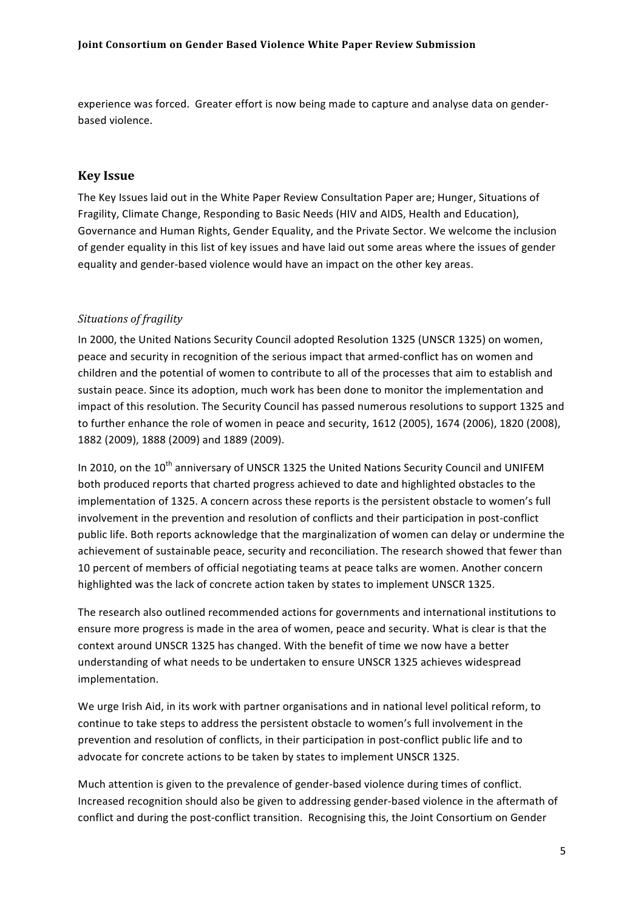experience was forced. Greater effort is now being made to capture and analyse data on gender-based violence.

## Key Issue

The Key Issues laid out in the White Paper Review Consultation Paper are; Hunger, Situations of Fragility, Climate Change, Responding to Basic Needs (HIV and AIDS, Health and Education), Governance and Human Rights, Gender Equality, and the Private Sector. We welcome the inclusion of gender equality in this list of key issues and have laid out some areas where the issues of gender equality and gender-based violence would have an impact on the other key areas.

### *Situations of fragility*

In 2000, the United Nations Security Council adopted Resolution 1325 (UNSCR 1325) on women, peace and security in recognition of the serious impact that armed-conflict has on women and children and the potential of women to contribute to all of the processes that aim to establish and sustain peace. Since its adoption, much work has been done to monitor the implementation and impact of this resolution. The Security Council has passed numerous resolutions to support 1325 and to further enhance the role of women in peace and security, 1612 (2005), 1674 (2006), 1820 (2008), 1882 (2009), 1888 (2009) and 1889 (2009).

In 2010, on the 10th anniversary of UNSCR 1325 the United Nations Security Council and UNIFEM both produced reports that charted progress achieved to date and highlighted obstacles to the implementation of 1325. A concern across these reports is the persistent obstacle to women's full involvement in the prevention and resolution of conflicts and their participation in post-conflict public life. Both reports acknowledge that the marginalization of women can delay or undermine the achievement of sustainable peace, security and reconciliation. The research showed that fewer than 10 percent of members of official negotiating teams at peace talks are women. Another concern highlighted was the lack of concrete action taken by states to implement UNSCR 1325.

The research also outlined recommended actions for governments and international institutions to ensure more progress is made in the area of women, peace and security. What is clear is that the context around UNSCR 1325 has changed. With the benefit of time we now have a better understanding of what needs to be undertaken to ensure UNSCR 1325 achieves widespread implementation.

We urge Irish Aid, in its work with partner organisations and in national level political reform, to continue to take steps to address the persistent obstacle to women's full involvement in the prevention and resolution of conflicts, in their participation in post-conflict public life and to advocate for concrete actions to be taken by states to implement UNSCR 1325.

Much attention is given to the prevalence of gender-based violence during times of conflict. Increased recognition should also be given to addressing gender-based violence in the aftermath of conflict and during the post-conflict transition. Recognising this, the Joint Consortium on Gender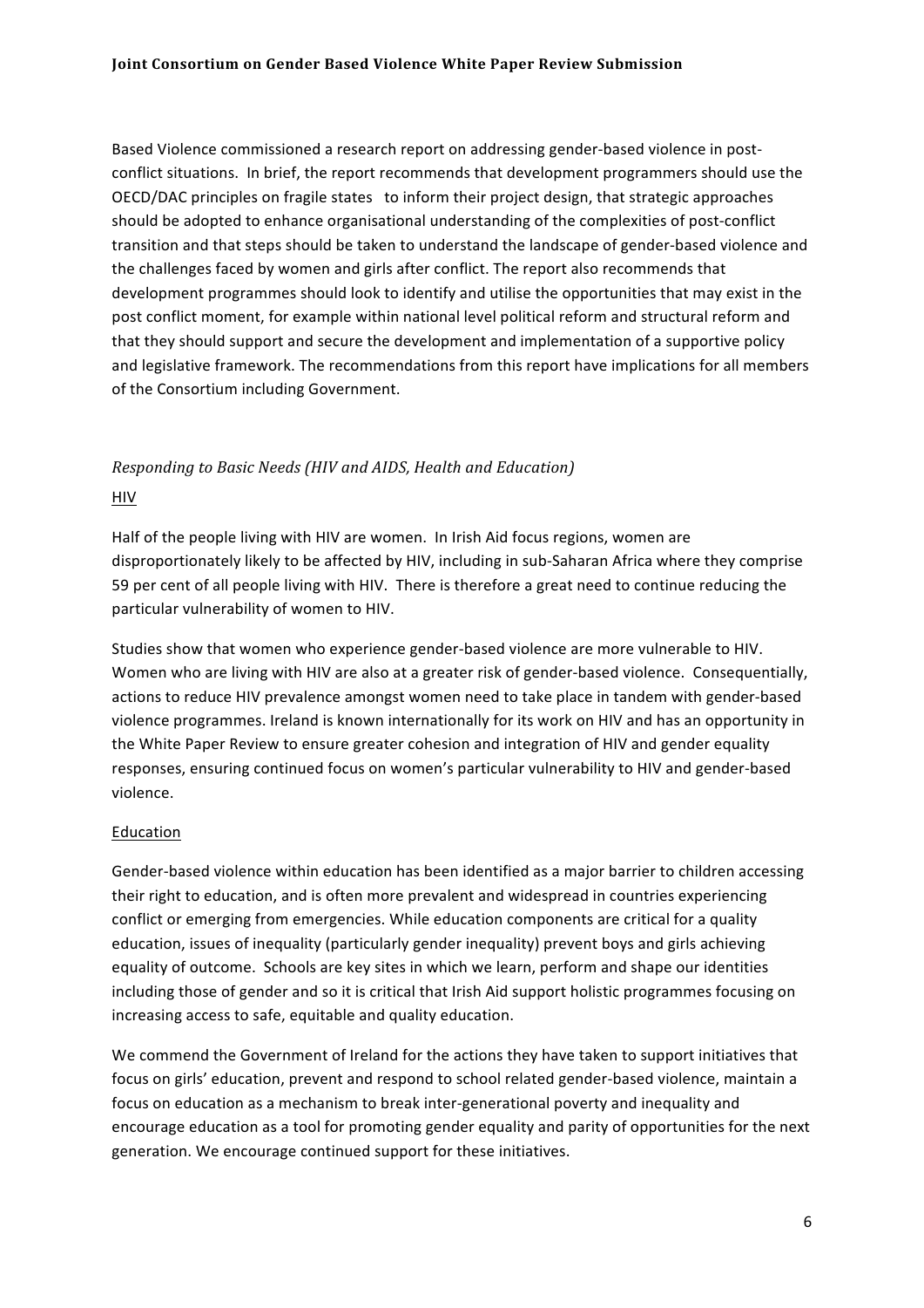Based Violence commissioned a research report on addressing gender-based violence in post-conflict situations. In brief, the report recommends that development programmers should use the OECD/DAC principles on fragile states to inform their project design, that strategic approaches should be adopted to enhance organisational understanding of the complexities of post-conflict transition and that steps should be taken to understand the landscape of gender-based violence and the challenges faced by women and girls after conflict. The report also recommends that development programmes should look to identify and utilise the opportunities that may exist in the post conflict moment, for example within national level political reform and structural reform and that they should support and secure the development and implementation of a supportive policy and legislative framework. The recommendations from this report have implications for all members of the Consortium including Government.

### *Responding to Basic Needs (HIV and AIDS, Health and Education)*

#### HIV

Half of the people living with HIV are women. In Irish Aid focus regions, women are disproportionately likely to be affected by HIV, including in sub-Saharan Africa where they comprise 59 per cent of all people living with HIV. There is therefore a great need to continue reducing the particular vulnerability of women to HIV.

Studies show that women who experience gender-based violence are more vulnerable to HIV. Women who are living with HIV are also at a greater risk of gender-based violence. Consequentially, actions to reduce HIV prevalence amongst women need to take place in tandem with gender-based violence programmes. Ireland is known internationally for its work on HIV and has an opportunity in the White Paper Review to ensure greater cohesion and integration of HIV and gender equality responses, ensuring continued focus on women's particular vulnerability to HIV and gender-based violence.

#### Education

Gender-based violence within education has been identified as a major barrier to children accessing their right to education, and is often more prevalent and widespread in countries experiencing conflict or emerging from emergencies. While education components are critical for a quality education, issues of inequality (particularly gender inequality) prevent boys and girls achieving equality of outcome. Schools are key sites in which we learn, perform and shape our identities including those of gender and so it is critical that Irish Aid support holistic programmes focusing on increasing access to safe, equitable and quality education.

We commend the Government of Ireland for the actions they have taken to support initiatives that focus on girls' education, prevent and respond to school related gender-based violence, maintain a focus on education as a mechanism to break inter-generational poverty and inequality and encourage education as a tool for promoting gender equality and parity of opportunities for the next generation. We encourage continued support for these initiatives.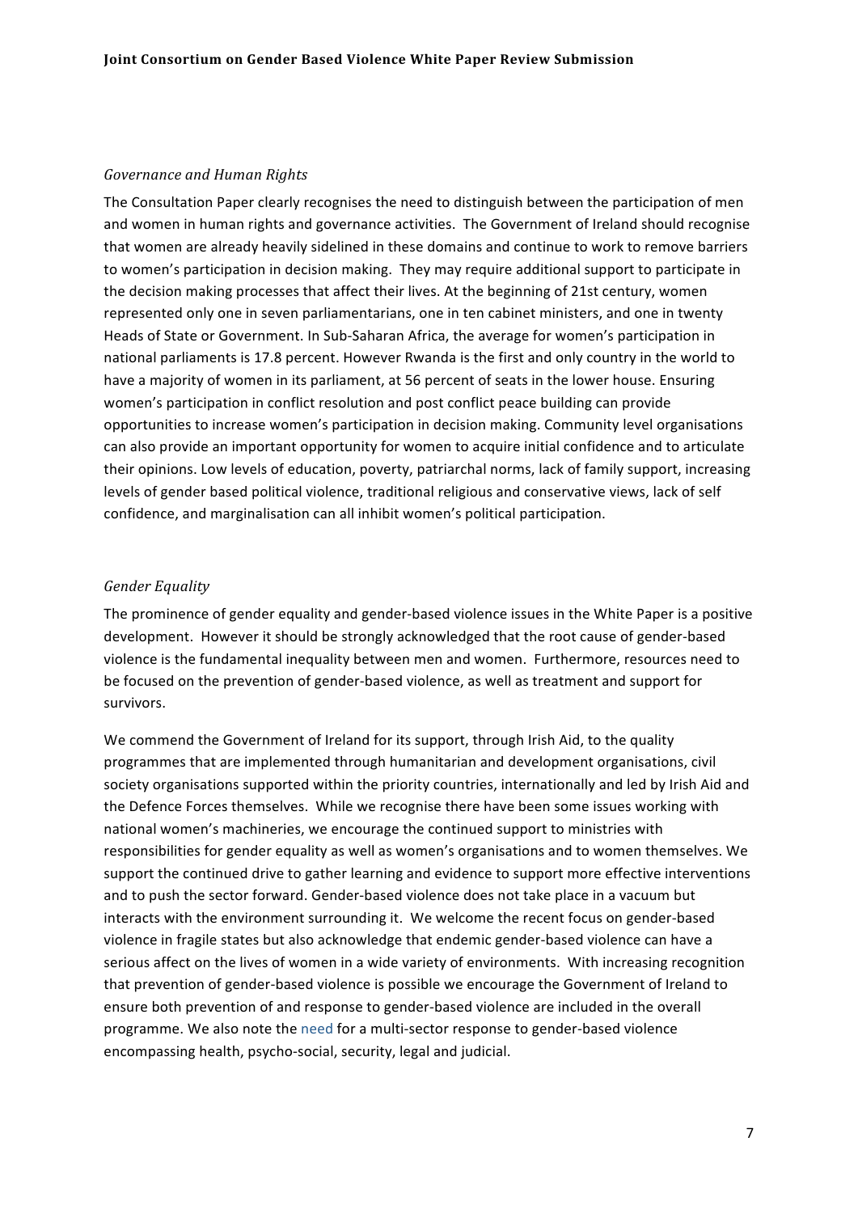### *Governance and Human Rights*

The Consultation Paper clearly recognises the need to distinguish between the participation of men and women in human rights and governance activities. The Government of Ireland should recognise that women are already heavily sidelined in these domains and continue to work to remove barriers to women's participation in decision making. They may require additional support to participate in the decision making processes that affect their lives. At the beginning of 21st century, women represented only one in seven parliamentarians, one in ten cabinet ministers, and one in twenty Heads of State or Government. In Sub-Saharan Africa, the average for women's participation in national parliaments is 17.8 percent. However Rwanda is the first and only country in the world to have a majority of women in its parliament, at 56 percent of seats in the lower house. Ensuring women's participation in conflict resolution and post conflict peace building can provide opportunities to increase women's participation in decision making. Community level organisations can also provide an important opportunity for women to acquire initial confidence and to articulate their opinions. Low levels of education, poverty, patriarchal norms, lack of family support, increasing levels of gender based political violence, traditional religious and conservative views, lack of self confidence, and marginalisation can all inhibit women's political participation.

### *Gender Equality*

The prominence of gender equality and gender-based violence issues in the White Paper is a positive development. However it should be strongly acknowledged that the root cause of gender-based violence is the fundamental inequality between men and women. Furthermore, resources need to be focused on the prevention of gender-based violence, as well as treatment and support for survivors.

We commend the Government of Ireland for its support, through Irish Aid, to the quality programmes that are implemented through humanitarian and development organisations, civil society organisations supported within the priority countries, internationally and led by Irish Aid and the Defence Forces themselves. While we recognise there have been some issues working with national women's machineries, we encourage the continued support to ministries with responsibilities for gender equality as well as women's organisations and to women themselves. We support the continued drive to gather learning and evidence to support more effective interventions and to push the sector forward. Gender-based violence does not take place in a vacuum but interacts with the environment surrounding it. We welcome the recent focus on gender-based violence in fragile states but also acknowledge that endemic gender-based violence can have a serious affect on the lives of women in a wide variety of environments. With increasing recognition that prevention of gender-based violence is possible we encourage the Government of Ireland to ensure both prevention of and response to gender-based violence are included in the overall programme. We also note the need for a multi-sector response to gender-based violence encompassing health, psycho-social, security, legal and judicial.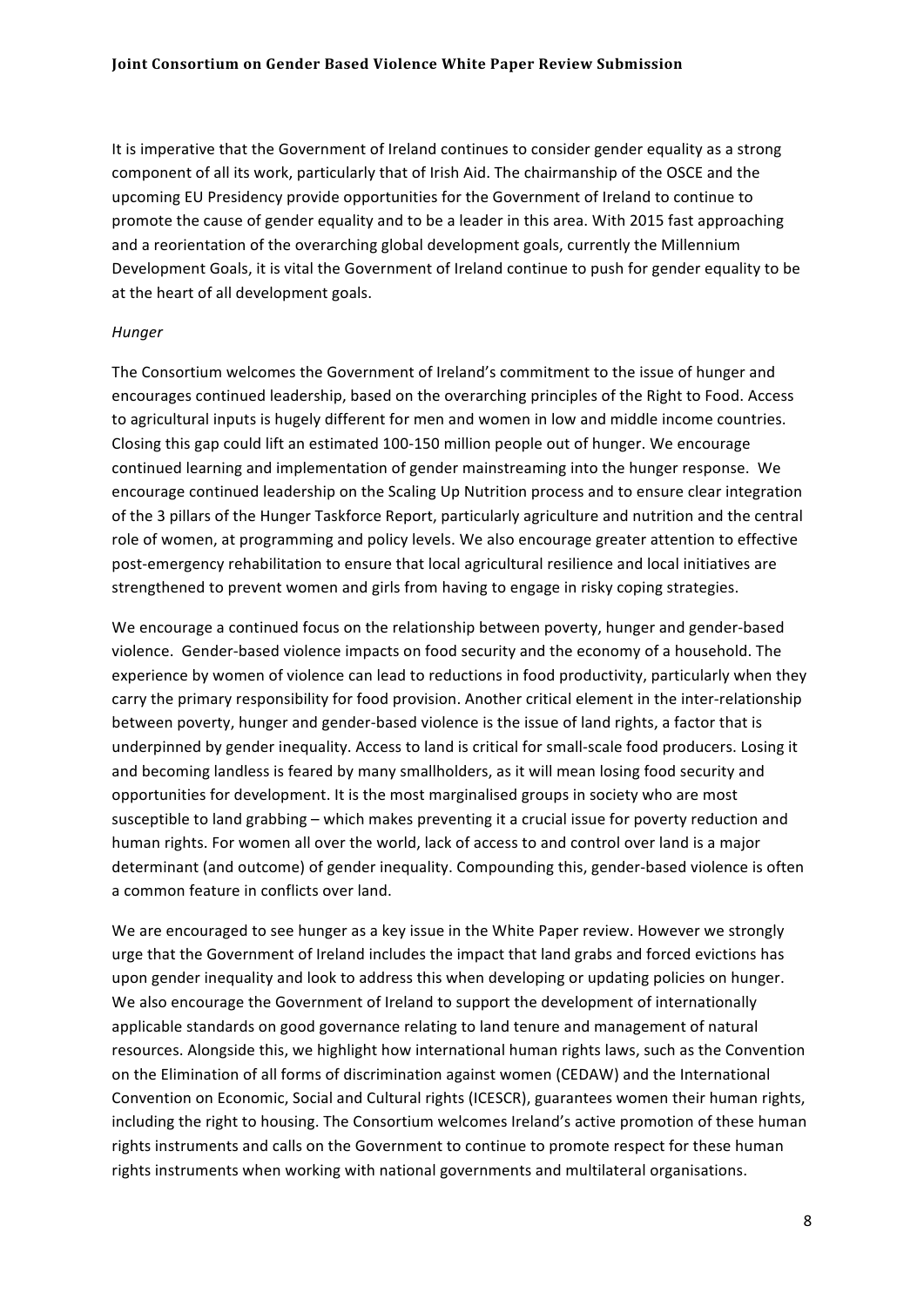It is imperative that the Government of Ireland continues to consider gender equality as a strong component of all its work, particularly that of Irish Aid. The chairmanship of the OSCE and the upcoming EU Presidency provide opportunities for the Government of Ireland to continue to promote the cause of gender equality and to be a leader in this area. With 2015 fast approaching and a reorientation of the overarching global development goals, currently the Millennium Development Goals, it is vital the Government of Ireland continue to push for gender equality to be at the heart of all development goals.

*Hunger*

The Consortium welcomes the Government of Ireland's commitment to the issue of hunger and encourages continued leadership, based on the overarching principles of the Right to Food. Access to agricultural inputs is hugely different for men and women in low and middle income countries. Closing this gap could lift an estimated 100-150 million people out of hunger. We encourage continued learning and implementation of gender mainstreaming into the hunger response. We encourage continued leadership on the Scaling Up Nutrition process and to ensure clear integration of the 3 pillars of the Hunger Taskforce Report, particularly agriculture and nutrition and the central role of women, at programming and policy levels. We also encourage greater attention to effective post-emergency rehabilitation to ensure that local agricultural resilience and local initiatives are strengthened to prevent women and girls from having to engage in risky coping strategies.

We encourage a continued focus on the relationship between poverty, hunger and gender-based violence. Gender-based violence impacts on food security and the economy of a household. The experience by women of violence can lead to reductions in food productivity, particularly when they carry the primary responsibility for food provision. Another critical element in the inter-relationship between poverty, hunger and gender-based violence is the issue of land rights, a factor that is underpinned by gender inequality. Access to land is critical for small-scale food producers. Losing it and becoming landless is feared by many smallholders, as it will mean losing food security and opportunities for development. It is the most marginalised groups in society who are most susceptible to land grabbing – which makes preventing it a crucial issue for poverty reduction and human rights. For women all over the world, lack of access to and control over land is a major determinant (and outcome) of gender inequality. Compounding this, gender-based violence is often a common feature in conflicts over land.

We are encouraged to see hunger as a key issue in the White Paper review. However we strongly urge that the Government of Ireland includes the impact that land grabs and forced evictions has upon gender inequality and look to address this when developing or updating policies on hunger. We also encourage the Government of Ireland to support the development of internationally applicable standards on good governance relating to land tenure and management of natural resources. Alongside this, we highlight how international human rights laws, such as the Convention on the Elimination of all forms of discrimination against women (CEDAW) and the International Convention on Economic, Social and Cultural rights (ICESCR), guarantees women their human rights, including the right to housing. The Consortium welcomes Ireland's active promotion of these human rights instruments and calls on the Government to continue to promote respect for these human rights instruments when working with national governments and multilateral organisations.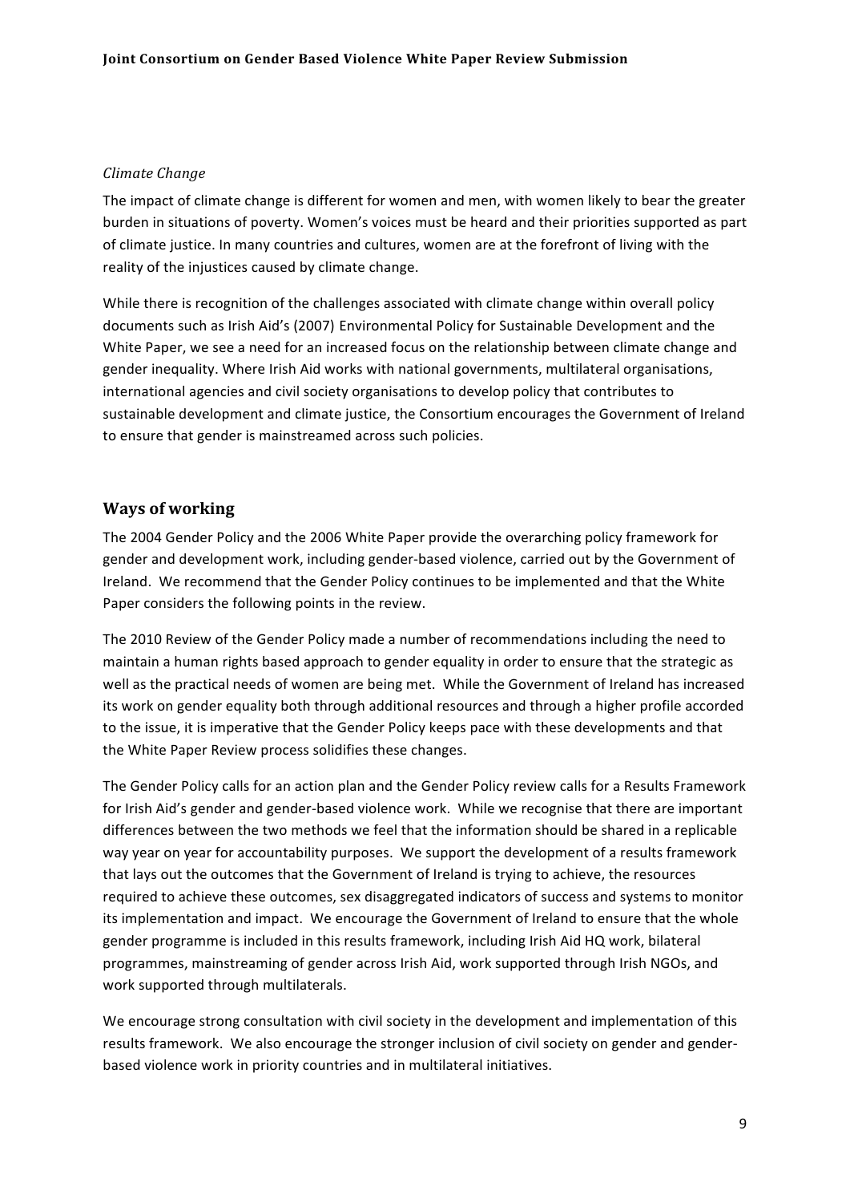*Climate Change*

The impact of climate change is different for women and men, with women likely to bear the greater burden in situations of poverty. Women's voices must be heard and their priorities supported as part of climate justice. In many countries and cultures, women are at the forefront of living with the reality of the injustices caused by climate change.

While there is recognition of the challenges associated with climate change within overall policy documents such as Irish Aid's (2007) Environmental Policy for Sustainable Development and the White Paper, we see a need for an increased focus on the relationship between climate change and gender inequality. Where Irish Aid works with national governments, multilateral organisations, international agencies and civil society organisations to develop policy that contributes to sustainable development and climate justice, the Consortium encourages the Government of Ireland to ensure that gender is mainstreamed across such policies.

## Ways of working

The 2004 Gender Policy and the 2006 White Paper provide the overarching policy framework for gender and development work, including gender-based violence, carried out by the Government of Ireland. We recommend that the Gender Policy continues to be implemented and that the White Paper considers the following points in the review.

The 2010 Review of the Gender Policy made a number of recommendations including the need to maintain a human rights based approach to gender equality in order to ensure that the strategic as well as the practical needs of women are being met. While the Government of Ireland has increased its work on gender equality both through additional resources and through a higher profile accorded to the issue, it is imperative that the Gender Policy keeps pace with these developments and that the White Paper Review process solidifies these changes.

The Gender Policy calls for an action plan and the Gender Policy review calls for a Results Framework for Irish Aid's gender and gender-based violence work. While we recognise that there are important differences between the two methods we feel that the information should be shared in a replicable way year on year for accountability purposes. We support the development of a results framework that lays out the outcomes that the Government of Ireland is trying to achieve, the resources required to achieve these outcomes, sex disaggregated indicators of success and systems to monitor its implementation and impact. We encourage the Government of Ireland to ensure that the whole gender programme is included in this results framework, including Irish Aid HQ work, bilateral programmes, mainstreaming of gender across Irish Aid, work supported through Irish NGOs, and work supported through multilaterals.

We encourage strong consultation with civil society in the development and implementation of this results framework. We also encourage the stronger inclusion of civil society on gender and gender-based violence work in priority countries and in multilateral initiatives.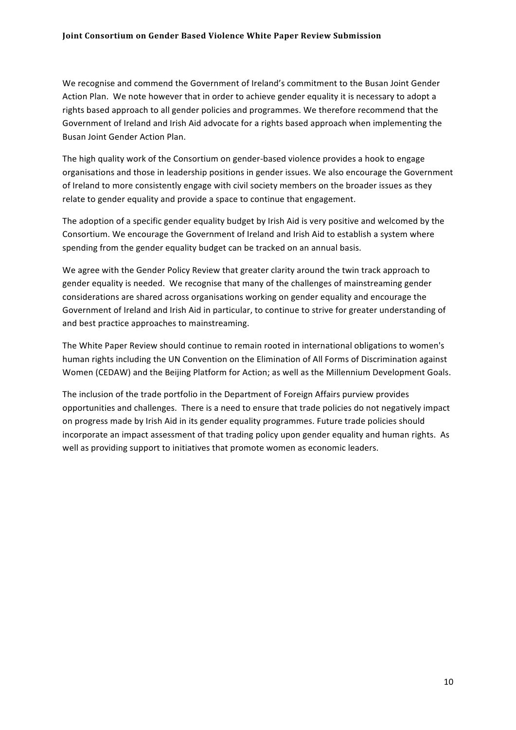We recognise and commend the Government of Ireland's commitment to the Busan Joint Gender Action Plan. We note however that in order to achieve gender equality it is necessary to adopt a rights based approach to all gender policies and programmes. We therefore recommend that the Government of Ireland and Irish Aid advocate for a rights based approach when implementing the Busan Joint Gender Action Plan.

The high quality work of the Consortium on gender-based violence provides a hook to engage organisations and those in leadership positions in gender issues. We also encourage the Government of Ireland to more consistently engage with civil society members on the broader issues as they relate to gender equality and provide a space to continue that engagement.

The adoption of a specific gender equality budget by Irish Aid is very positive and welcomed by the Consortium. We encourage the Government of Ireland and Irish Aid to establish a system where spending from the gender equality budget can be tracked on an annual basis.

We agree with the Gender Policy Review that greater clarity around the twin track approach to gender equality is needed. We recognise that many of the challenges of mainstreaming gender considerations are shared across organisations working on gender equality and encourage the Government of Ireland and Irish Aid in particular, to continue to strive for greater understanding of and best practice approaches to mainstreaming.

The White Paper Review should continue to remain rooted in international obligations to women's human rights including the UN Convention on the Elimination of All Forms of Discrimination against Women (CEDAW) and the Beijing Platform for Action; as well as the Millennium Development Goals.

The inclusion of the trade portfolio in the Department of Foreign Affairs purview provides opportunities and challenges. There is a need to ensure that trade policies do not negatively impact on progress made by Irish Aid in its gender equality programmes. Future trade policies should incorporate an impact assessment of that trading policy upon gender equality and human rights. As well as providing support to initiatives that promote women as economic leaders.